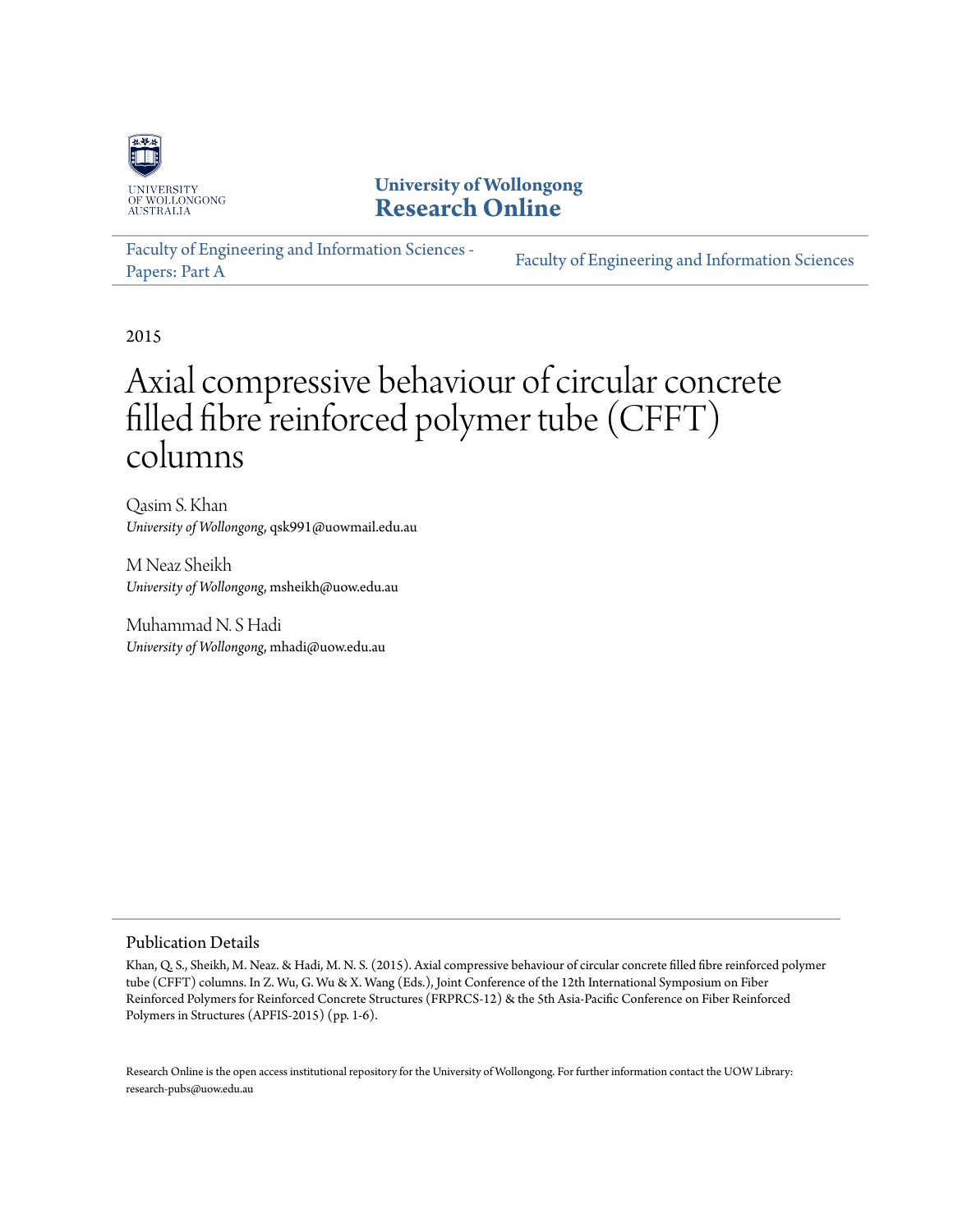University of Wollongong
Research Online

Faculty of Engineering and Information Sciences - Papers: Part A

Faculty of Engineering and Information Sciences

2015

# Axial compressive behaviour of circular concrete filled fibre reinforced polymer tube (CFFT) columns

Qasim S. Khan
*University of Wollongong*, qsk991@uowmail.edu.au

M Neaz Sheikh
*University of Wollongong*, msheikh@uow.edu.au

Muhammad N. S Hadi
*University of Wollongong*, mhadi@uow.edu.au

## Publication Details

Khan, Q. S., Sheikh, M. Neaz. & Hadi, M. N. S. (2015). Axial compressive behaviour of circular concrete filled fibre reinforced polymer tube (CFFT) columns. In Z. Wu, G. Wu & X. Wang (Eds.), Joint Conference of the 12th International Symposium on Fiber Reinforced Polymers for Reinforced Concrete Structures (FRPRCS-12) & the 5th Asia-Pacific Conference on Fiber Reinforced Polymers in Structures (APFIS-2015) (pp. 1-6).

Research Online is the open access institutional repository for the University of Wollongong. For further information contact the UOW Library: research-pubs@uow.edu.au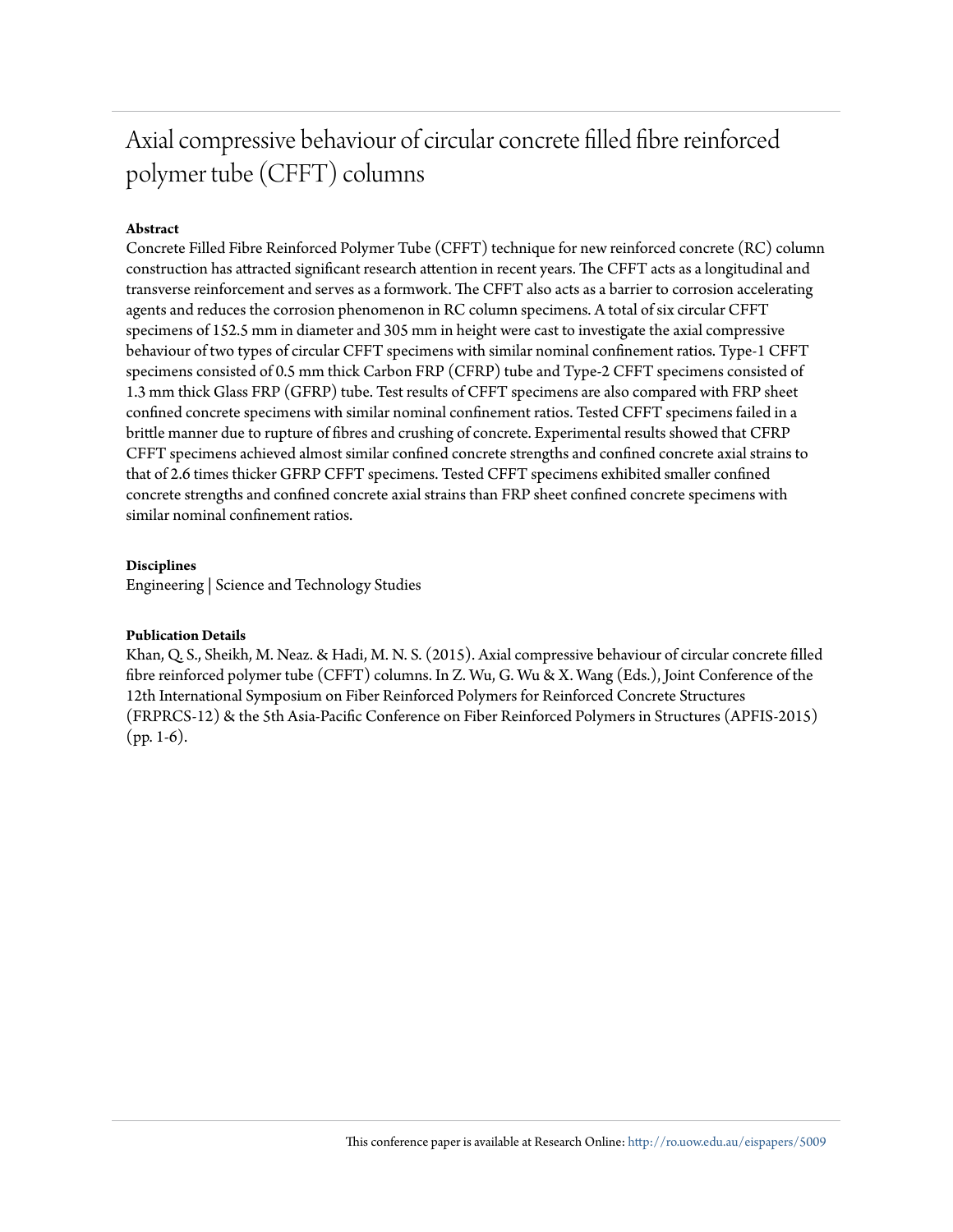# Axial compressive behaviour of circular concrete filled fibre reinforced polymer tube (CFFT) columns

**Abstract**

Concrete Filled Fibre Reinforced Polymer Tube (CFFT) technique for new reinforced concrete (RC) column construction has attracted significant research attention in recent years. The CFFT acts as a longitudinal and transverse reinforcement and serves as a formwork. The CFFT also acts as a barrier to corrosion accelerating agents and reduces the corrosion phenomenon in RC column specimens. A total of six circular CFFT specimens of 152.5 mm in diameter and 305 mm in height were cast to investigate the axial compressive behaviour of two types of circular CFFT specimens with similar nominal confinement ratios. Type-1 CFFT specimens consisted of 0.5 mm thick Carbon FRP (CFRP) tube and Type-2 CFFT specimens consisted of 1.3 mm thick Glass FRP (GFRP) tube. Test results of CFFT specimens are also compared with FRP sheet confined concrete specimens with similar nominal confinement ratios. Tested CFFT specimens failed in a brittle manner due to rupture of fibres and crushing of concrete. Experimental results showed that CFRP CFFT specimens achieved almost similar confined concrete strengths and confined concrete axial strains to that of 2.6 times thicker GFRP CFFT specimens. Tested CFFT specimens exhibited smaller confined concrete strengths and confined concrete axial strains than FRP sheet confined concrete specimens with similar nominal confinement ratios.

**Disciplines**

Engineering | Science and Technology Studies

**Publication Details**

Khan, Q. S., Sheikh, M. Neaz. & Hadi, M. N. S. (2015). Axial compressive behaviour of circular concrete filled fibre reinforced polymer tube (CFFT) columns. In Z. Wu, G. Wu & X. Wang (Eds.), Joint Conference of the 12th International Symposium on Fiber Reinforced Polymers for Reinforced Concrete Structures (FRPRCS-12) & the 5th Asia-Pacific Conference on Fiber Reinforced Polymers in Structures (APFIS-2015) (pp. 1-6).

This conference paper is available at Research Online: http://ro.uow.edu.au/eispapers/5009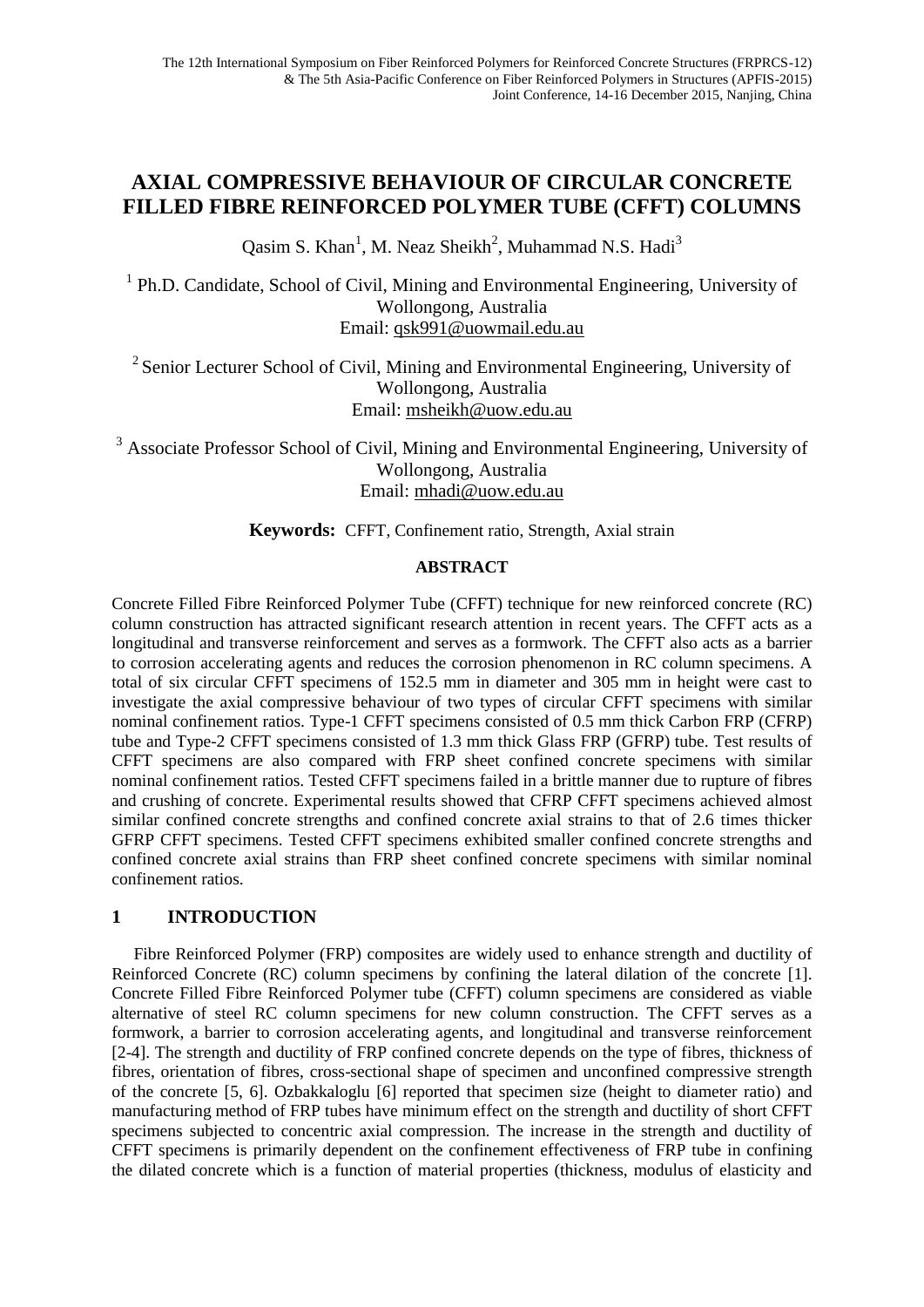# AXIAL COMPRESSIVE BEHAVIOUR OF CIRCULAR CONCRETE FILLED FIBRE REINFORCED POLYMER TUBE (CFFT) COLUMNS

Qasim S. Khan[1], M. Neaz Sheikh[2], Muhammad N.S. Hadi[3]

[1] Ph.D. Candidate, School of Civil, Mining and Environmental Engineering, University of Wollongong, Australia
Email: qsk991@uowmail.edu.au

[2] Senior Lecturer School of Civil, Mining and Environmental Engineering, University of Wollongong, Australia
Email: msheikh@uow.edu.au

[3] Associate Professor School of Civil, Mining and Environmental Engineering, University of Wollongong, Australia
Email: mhadi@uow.edu.au

**Keywords:** CFFT, Confinement ratio, Strength, Axial strain

## ABSTRACT

Concrete Filled Fibre Reinforced Polymer Tube (CFFT) technique for new reinforced concrete (RC) column construction has attracted significant research attention in recent years. The CFFT acts as a longitudinal and transverse reinforcement and serves as a formwork. The CFFT also acts as a barrier to corrosion accelerating agents and reduces the corrosion phenomenon in RC column specimens. A total of six circular CFFT specimens of 152.5 mm in diameter and 305 mm in height were cast to investigate the axial compressive behaviour of two types of circular CFFT specimens with similar nominal confinement ratios. Type-1 CFFT specimens consisted of 0.5 mm thick Carbon FRP (CFRP) tube and Type-2 CFFT specimens consisted of 1.3 mm thick Glass FRP (GFRP) tube. Test results of CFFT specimens are also compared with FRP sheet confined concrete specimens with similar nominal confinement ratios. Tested CFFT specimens failed in a brittle manner due to rupture of fibres and crushing of concrete. Experimental results showed that CFRP CFFT specimens achieved almost similar confined concrete strengths and confined concrete axial strains to that of 2.6 times thicker GFRP CFFT specimens. Tested CFFT specimens exhibited smaller confined concrete strengths and confined concrete axial strains than FRP sheet confined concrete specimens with similar nominal confinement ratios.

## 1 INTRODUCTION

Fibre Reinforced Polymer (FRP) composites are widely used to enhance strength and ductility of Reinforced Concrete (RC) column specimens by confining the lateral dilation of the concrete [1]. Concrete Filled Fibre Reinforced Polymer tube (CFFT) column specimens are considered as viable alternative of steel RC column specimens for new column construction. The CFFT serves as a formwork, a barrier to corrosion accelerating agents, and longitudinal and transverse reinforcement [2-4]. The strength and ductility of FRP confined concrete depends on the type of fibres, thickness of fibres, orientation of fibres, cross-sectional shape of specimen and unconfined compressive strength of the concrete [5, 6]. Ozbakkaloglu [6] reported that specimen size (height to diameter ratio) and manufacturing method of FRP tubes have minimum effect on the strength and ductility of short CFFT specimens subjected to concentric axial compression. The increase in the strength and ductility of CFFT specimens is primarily dependent on the confinement effectiveness of FRP tube in confining the dilated concrete which is a function of material properties (thickness, modulus of elasticity and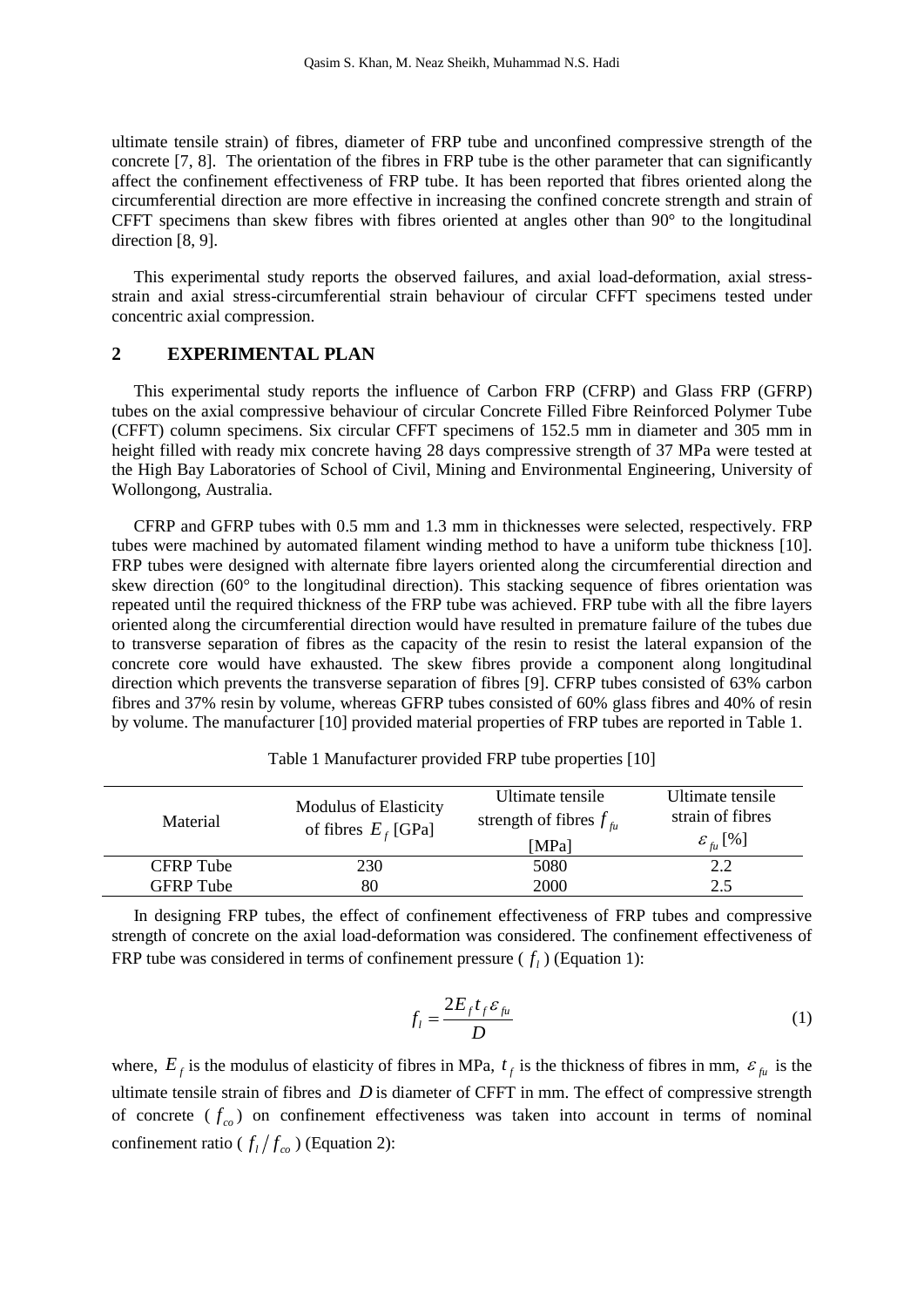ultimate tensile strain) of fibres, diameter of FRP tube and unconfined compressive strength of the concrete [7, 8]. The orientation of the fibres in FRP tube is the other parameter that can significantly affect the confinement effectiveness of FRP tube. It has been reported that fibres oriented along the circumferential direction are more effective in increasing the confined concrete strength and strain of CFFT specimens than skew fibres with fibres oriented at angles other than 90° to the longitudinal direction [8, 9].

This experimental study reports the observed failures, and axial load-deformation, axial stress-strain and axial stress-circumferential strain behaviour of circular CFFT specimens tested under concentric axial compression.

## 2 EXPERIMENTAL PLAN

This experimental study reports the influence of Carbon FRP (CFRP) and Glass FRP (GFRP) tubes on the axial compressive behaviour of circular Concrete Filled Fibre Reinforced Polymer Tube (CFFT) column specimens. Six circular CFFT specimens of 152.5 mm in diameter and 305 mm in height filled with ready mix concrete having 28 days compressive strength of 37 MPa were tested at the High Bay Laboratories of School of Civil, Mining and Environmental Engineering, University of Wollongong, Australia.

CFRP and GFRP tubes with 0.5 mm and 1.3 mm in thicknesses were selected, respectively. FRP tubes were machined by automated filament winding method to have a uniform tube thickness [10]. FRP tubes were designed with alternate fibre layers oriented along the circumferential direction and skew direction (60° to the longitudinal direction). This stacking sequence of fibres orientation was repeated until the required thickness of the FRP tube was achieved. FRP tube with all the fibre layers oriented along the circumferential direction would have resulted in premature failure of the tubes due to transverse separation of fibres as the capacity of the resin to resist the lateral expansion of the concrete core would have exhausted. The skew fibres provide a component along longitudinal direction which prevents the transverse separation of fibres [9]. CFRP tubes consisted of 63% carbon fibres and 37% resin by volume, whereas GFRP tubes consisted of 60% glass fibres and 40% of resin by volume. The manufacturer [10] provided material properties of FRP tubes are reported in Table 1.

Table 1 Manufacturer provided FRP tube properties [10]

| Material | Modulus of Elasticity of fibres $E_f$ [GPa] | Ultimate tensile strength of fibres $f_{fu}$ [MPa] | Ultimate tensile strain of fibres $\varepsilon_{fu}$ [%] |
|---|---|---|---|
| CFRP Tube | 230 | 5080 | 2.2 |
| GFRP Tube | 80 | 2000 | 2.5 |

In designing FRP tubes, the effect of confinement effectiveness of FRP tubes and compressive strength of concrete on the axial load-deformation was considered. The confinement effectiveness of FRP tube was considered in terms of confinement pressure ($f_l$) (Equation 1):

$$f_l = \frac{2E_f t_f \varepsilon_{fu}}{D} \tag{1}$$

where, $E_f$ is the modulus of elasticity of fibres in MPa, $t_f$ is the thickness of fibres in mm, $\varepsilon_{fu}$ is the ultimate tensile strain of fibres and $D$ is diameter of CFFT in mm. The effect of compressive strength of concrete ($f_{co}$) on confinement effectiveness was taken into account in terms of nominal confinement ratio ($f_l / f_{co}$) (Equation 2):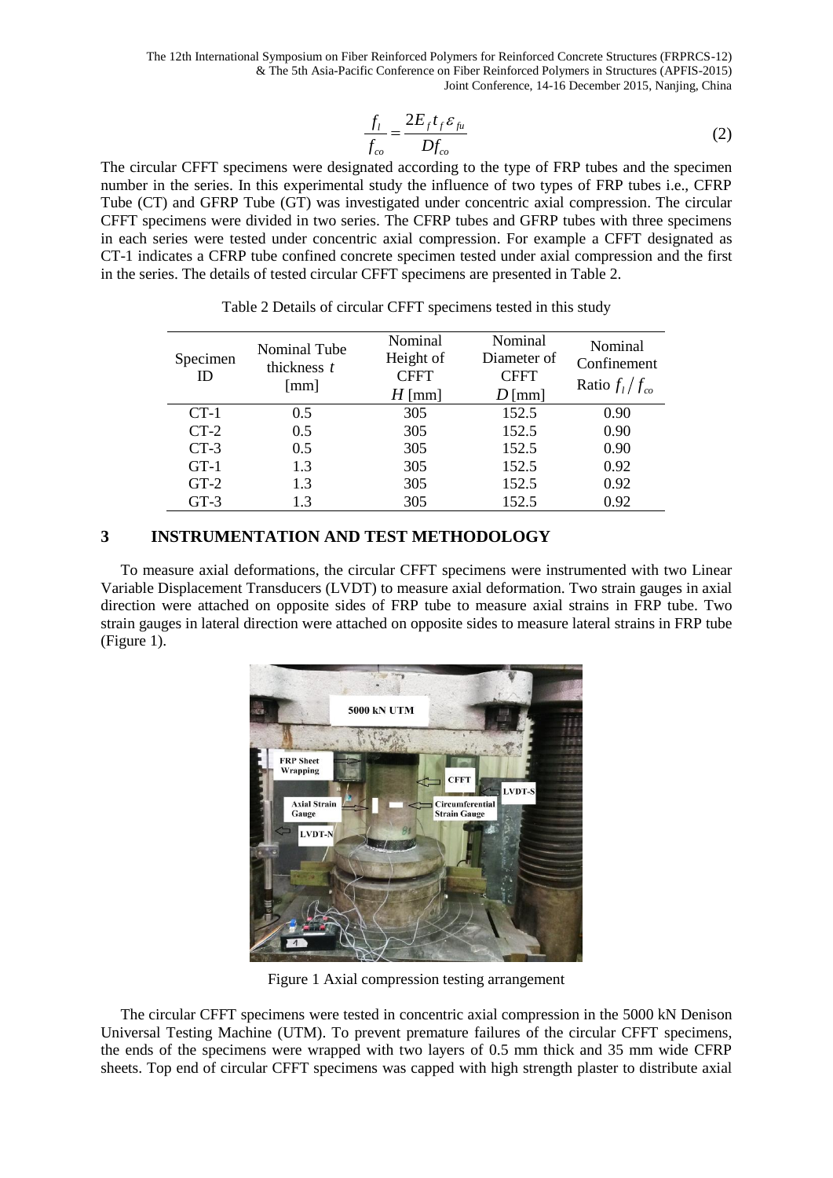$$\frac{f_l}{f_{co}} = \frac{2E_f t_f \varepsilon_{fu}}{Df_{co}} \tag{2}$$

The circular CFFT specimens were designated according to the type of FRP tubes and the specimen number in the series. In this experimental study the influence of two types of FRP tubes i.e., CFRP Tube (CT) and GFRP Tube (GT) was investigated under concentric axial compression. The circular CFFT specimens were divided in two series. The CFRP tubes and GFRP tubes with three specimens in each series were tested under concentric axial compression. For example a CFFT designated as CT-1 indicates a CFRP tube confined concrete specimen tested under axial compression and the first in the series. The details of tested circular CFFT specimens are presented in Table 2.

Table 2 Details of circular CFFT specimens tested in this study

| Specimen ID | Nominal Tube thickness $t$ [mm] | Nominal Height of CFFT $H$ [mm] | Nominal Diameter of CFFT $D$ [mm] | Nominal Confinement Ratio $f_l / f_{co}$ |
|---|---|---|---|---|
| CT-1 | 0.5 | 305 | 152.5 | 0.90 |
| CT-2 | 0.5 | 305 | 152.5 | 0.90 |
| CT-3 | 0.5 | 305 | 152.5 | 0.90 |
| GT-1 | 1.3 | 305 | 152.5 | 0.92 |
| GT-2 | 1.3 | 305 | 152.5 | 0.92 |
| GT-3 | 1.3 | 305 | 152.5 | 0.92 |

## 3 INSTRUMENTATION AND TEST METHODOLOGY

To measure axial deformations, the circular CFFT specimens were instrumented with two Linear Variable Displacement Transducers (LVDT) to measure axial deformation. Two strain gauges in axial direction were attached on opposite sides of FRP tube to measure axial strains in FRP tube. Two strain gauges in lateral direction were attached on opposite sides to measure lateral strains in FRP tube (Figure 1).

5000 kN UTM

FRP Sheet Wrapping

CFFT

LVDT-S

Axial Strain Gauge

Circumferential Strain Gauge

LVDT-N

Figure 1 Axial compression testing arrangement

The circular CFFT specimens were tested in concentric axial compression in the 5000 kN Denison Universal Testing Machine (UTM). To prevent premature failures of the circular CFFT specimens, the ends of the specimens were wrapped with two layers of 0.5 mm thick and 35 mm wide CFRP sheets. Top end of circular CFFT specimens was capped with high strength plaster to distribute axial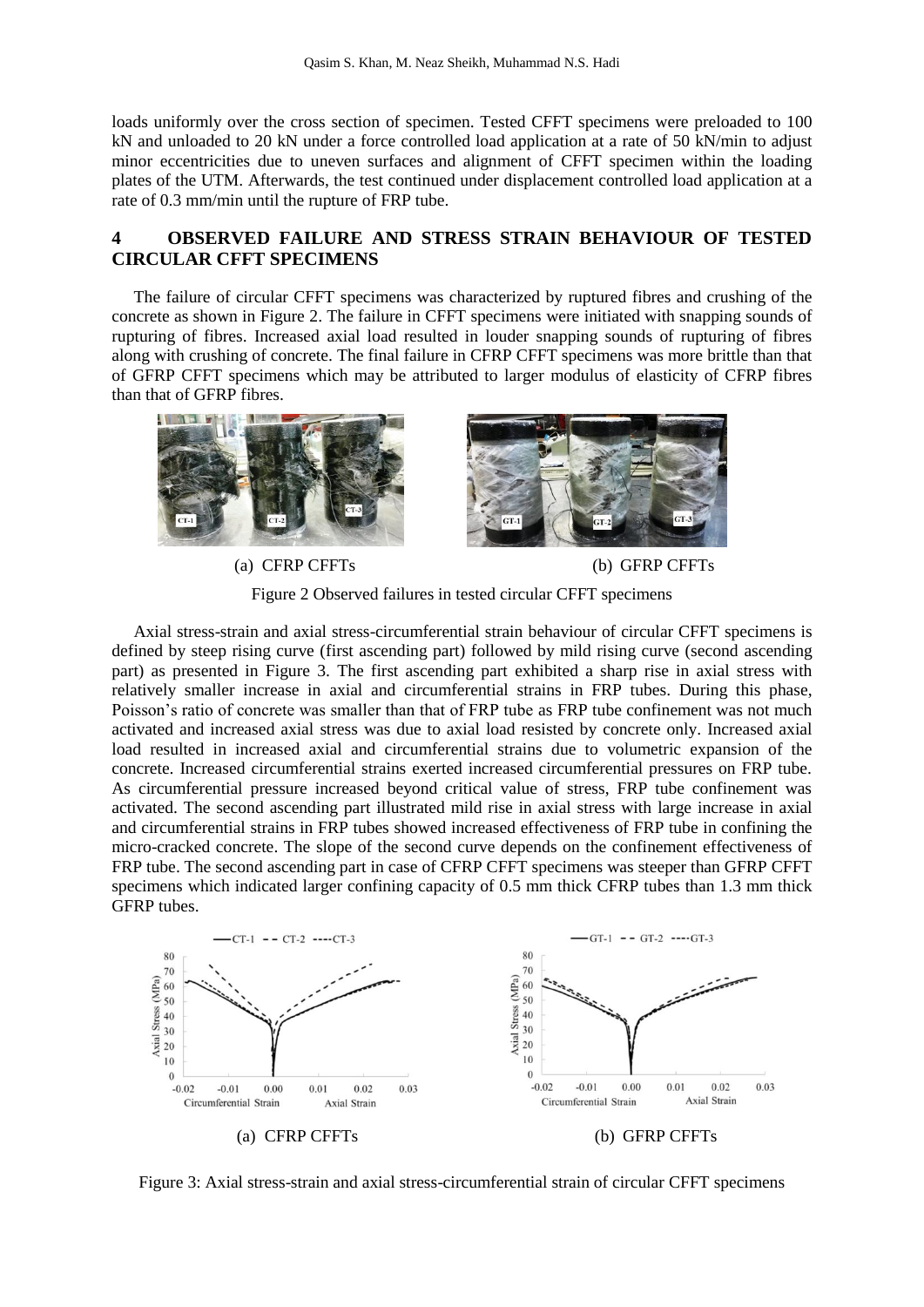loads uniformly over the cross section of specimen. Tested CFFT specimens were preloaded to 100 kN and unloaded to 20 kN under a force controlled load application at a rate of 50 kN/min to adjust minor eccentricities due to uneven surfaces and alignment of CFFT specimen within the loading plates of the UTM. Afterwards, the test continued under displacement controlled load application at a rate of 0.3 mm/min until the rupture of FRP tube.

## 4 OBSERVED FAILURE AND STRESS STRAIN BEHAVIOUR OF TESTED CIRCULAR CFFT SPECIMENS

The failure of circular CFFT specimens was characterized by ruptured fibres and crushing of the concrete as shown in Figure 2. The failure in CFFT specimens were initiated with snapping sounds of rupturing of fibres. Increased axial load resulted in louder snapping sounds of rupturing of fibres along with crushing of concrete. The final failure in CFRP CFFT specimens was more brittle than that of GFRP CFFT specimens which may be attributed to larger modulus of elasticity of CFRP fibres than that of GFRP fibres.

CT-1 CT-2 CT-3

(a) CFRP CFFTs

GT-1 GT-2 GT-3

(b) GFRP CFFTs

Figure 2 Observed failures in tested circular CFFT specimens

Axial stress-strain and axial stress-circumferential strain behaviour of circular CFFT specimens is defined by steep rising curve (first ascending part) followed by mild rising curve (second ascending part) as presented in Figure 3. The first ascending part exhibited a sharp rise in axial stress with relatively smaller increase in axial and circumferential strains in FRP tubes. During this phase, Poisson's ratio of concrete was smaller than that of FRP tube as FRP tube confinement was not much activated and increased axial stress was due to axial load resisted by concrete only. Increased axial load resulted in increased axial and circumferential strains due to volumetric expansion of the concrete. Increased circumferential strains exerted increased circumferential pressures on FRP tube. As circumferential pressure increased beyond critical value of stress, FRP tube confinement was activated. The second ascending part illustrated mild rise in axial stress with large increase in axial and circumferential strains in FRP tubes showed increased effectiveness of FRP tube in confining the micro-cracked concrete. The slope of the second curve depends on the confinement effectiveness of FRP tube. The second ascending part in case of CFRP CFFT specimens was steeper than GFRP CFFT specimens which indicated larger confining capacity of 0.5 mm thick CFRP tubes than 1.3 mm thick GFRP tubes.

CT-1 CT-2 CT-3

Axial Stress (MPa)

80 70 60 50 40 30 20 10 0

-0.02 -0.01 0.00 0.01 0.02 0.03

Circumferential Strain Axial Strain

(a) CFRP CFFTs

GT-1 GT-2 GT-3

Axial Stress (MPa)

80 70 60 50 40 30 20 10 0

-0.02 -0.01 0.00 0.01 0.02 0.03

Circumferential Strain Axial Strain

(b) GFRP CFFTs

Figure 3: Axial stress-strain and axial stress-circumferential strain of circular CFFT specimens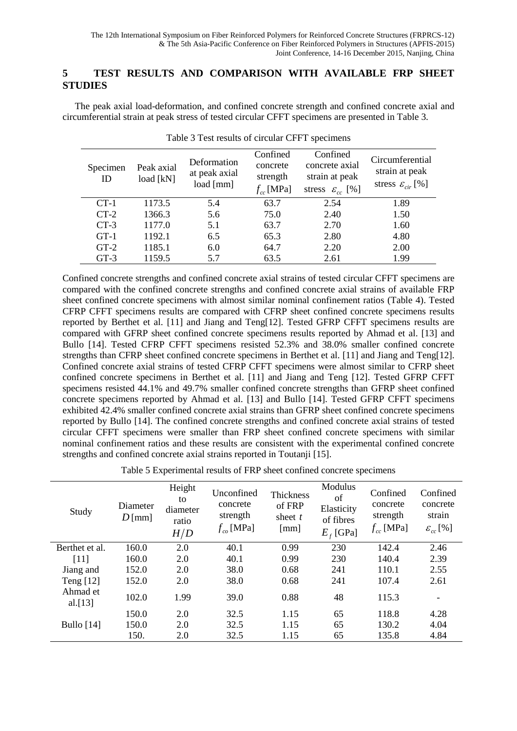## 5 TEST RESULTS AND COMPARISON WITH AVAILABLE FRP SHEET STUDIES

The peak axial load-deformation, and confined concrete strength and confined concrete axial and circumferential strain at peak stress of tested circular CFFT specimens are presented in Table 3.

Table 3 Test results of circular CFFT specimens

| Specimen ID | Peak axial load [kN] | Deformation at peak axial load [mm] | Confined concrete strength $f_{cc}$ [MPa] | Confined concrete axial strain at peak stress $\varepsilon_{cc}$ [%] | Circumferential strain at peak stress $\varepsilon_{cir}$ [%] |
|---|---|---|---|---|---|
| CT-1 | 1173.5 | 5.4 | 63.7 | 2.54 | 1.89 |
| CT-2 | 1366.3 | 5.6 | 75.0 | 2.40 | 1.50 |
| CT-3 | 1177.0 | 5.1 | 63.7 | 2.70 | 1.60 |
| GT-1 | 1192.1 | 6.5 | 65.3 | 2.80 | 4.80 |
| GT-2 | 1185.1 | 6.0 | 64.7 | 2.20 | 2.00 |
| GT-3 | 1159.5 | 5.7 | 63.5 | 2.61 | 1.99 |

Confined concrete strengths and confined concrete axial strains of tested circular CFFT specimens are compared with the confined concrete strengths and confined concrete axial strains of available FRP sheet confined concrete specimens with almost similar nominal confinement ratios (Table 4). Tested CFRP CFFT specimens results are compared with CFRP sheet confined concrete specimens results reported by Berthet et al. [11] and Jiang and Teng[12]. Tested GFRP CFFT specimens results are compared with GFRP sheet confined concrete specimens results reported by Ahmad et al. [13] and Bullo [14]. Tested CFRP CFFT specimens resisted 52.3% and 38.0% smaller confined concrete strengths than CFRP sheet confined concrete specimens in Berthet et al. [11] and Jiang and Teng[12]. Confined concrete axial strains of tested CFRP CFFT specimens were almost similar to CFRP sheet confined concrete specimens in Berthet et al. [11] and Jiang and Teng [12]. Tested GFRP CFFT specimens resisted 44.1% and 49.7% smaller confined concrete strengths than GFRP sheet confined concrete specimens reported by Ahmad et al. [13] and Bullo [14]. Tested GFRP CFFT specimens exhibited 42.4% smaller confined concrete axial strains than GFRP sheet confined concrete specimens reported by Bullo [14]. The confined concrete strengths and confined concrete axial strains of tested circular CFFT specimens were smaller than FRP sheet confined concrete specimens with similar nominal confinement ratios and these results are consistent with the experimental confined concrete strengths and confined concrete axial strains reported in Toutanji [15].

Table 5 Experimental results of FRP sheet confined concrete specimens

| Study | Diameter $D$ [mm] | Height to diameter ratio $H/D$ | Unconfined concrete strength $f_{co}$ [MPa] | Thickness of FRP sheet $t$ [mm] | Modulus of Elasticity of fibres $E_f$ [GPa] | Confined concrete strength $f_{cc}$ [MPa] | Confined concrete strain $\varepsilon_{cc}$ [%] |
|---|---|---|---|---|---|---|---|
| Berthet et al. [11] | 160.0 | 2.0 | 40.1 | 0.99 | 230 | 142.4 | 2.46 |
| | 160.0 | 2.0 | 40.1 | 0.99 | 230 | 140.4 | 2.39 |
| Jiang and Teng [12] | 152.0 | 2.0 | 38.0 | 0.68 | 241 | 110.1 | 2.55 |
| | 152.0 | 2.0 | 38.0 | 0.68 | 241 | 107.4 | 2.61 |
| Ahmad et al.[13] | 102.0 | 1.99 | 39.0 | 0.88 | 48 | 115.3 | - |
| Bullo [14] | 150.0 | 2.0 | 32.5 | 1.15 | 65 | 118.8 | 4.28 |
| | 150.0 | 2.0 | 32.5 | 1.15 | 65 | 130.2 | 4.04 |
| | 150. | 2.0 | 32.5 | 1.15 | 65 | 135.8 | 4.84 |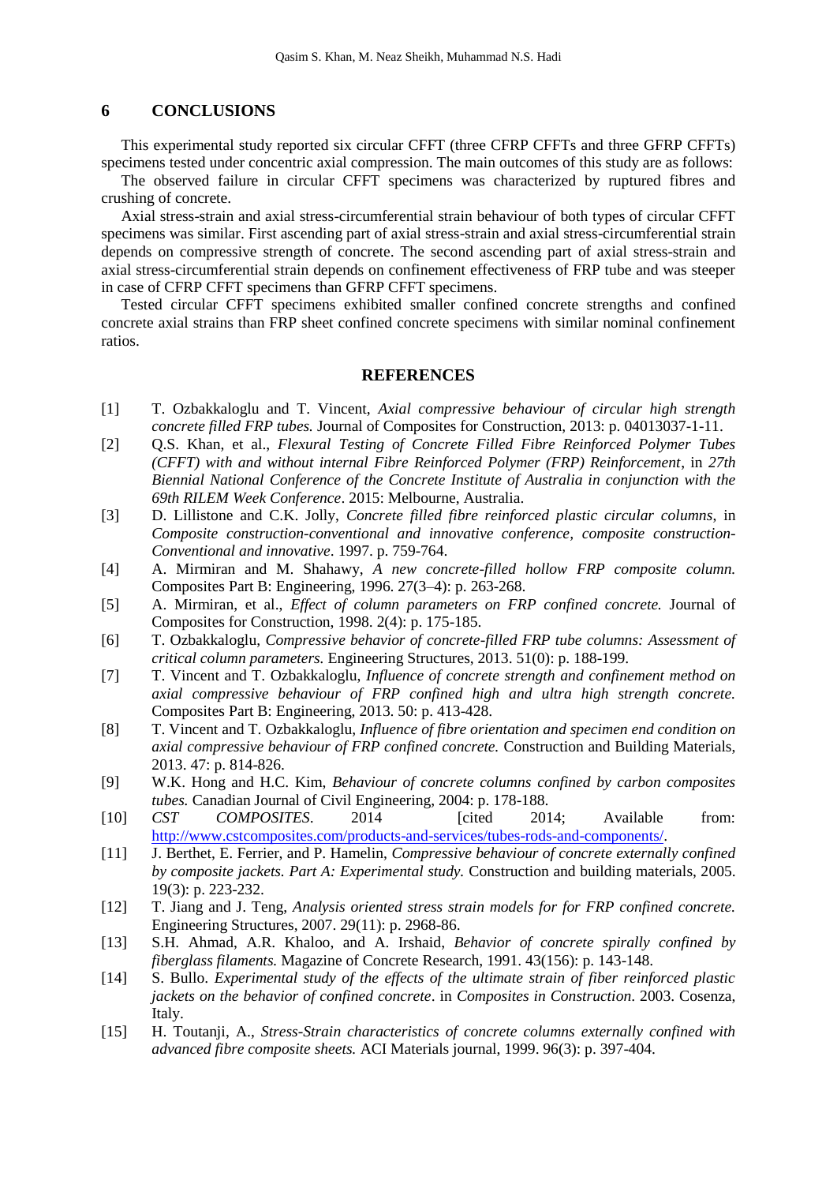## 6 CONCLUSIONS

This experimental study reported six circular CFFT (three CFRP CFFTs and three GFRP CFFTs) specimens tested under concentric axial compression. The main outcomes of this study are as follows:

The observed failure in circular CFFT specimens was characterized by ruptured fibres and crushing of concrete.

Axial stress-strain and axial stress-circumferential strain behaviour of both types of circular CFFT specimens was similar. First ascending part of axial stress-strain and axial stress-circumferential strain depends on compressive strength of concrete. The second ascending part of axial stress-strain and axial stress-circumferential strain depends on confinement effectiveness of FRP tube and was steeper in case of CFRP CFFT specimens than GFRP CFFT specimens.

Tested circular CFFT specimens exhibited smaller confined concrete strengths and confined concrete axial strains than FRP sheet confined concrete specimens with similar nominal confinement ratios.

## REFERENCES

[1] T. Ozbakkaloglu and T. Vincent, *Axial compressive behaviour of circular high strength concrete filled FRP tubes.* Journal of Composites for Construction, 2013: p. 04013037-1-11.

[2] Q.S. Khan, et al., *Flexural Testing of Concrete Filled Fibre Reinforced Polymer Tubes (CFFT) with and without internal Fibre Reinforced Polymer (FRP) Reinforcement*, in *27th Biennial National Conference of the Concrete Institute of Australia in conjunction with the 69th RILEM Week Conference*. 2015: Melbourne, Australia.

[3] D. Lillistone and C.K. Jolly, *Concrete filled fibre reinforced plastic circular columns*, in *Composite construction-conventional and innovative conference, composite construction-Conventional and innovative*. 1997. p. 759-764.

[4] A. Mirmiran and M. Shahawy, *A new concrete-filled hollow FRP composite column.* Composites Part B: Engineering, 1996. 27(3–4): p. 263-268.

[5] A. Mirmiran, et al., *Effect of column parameters on FRP confined concrete.* Journal of Composites for Construction, 1998. 2(4): p. 175-185.

[6] T. Ozbakkaloglu, *Compressive behavior of concrete-filled FRP tube columns: Assessment of critical column parameters.* Engineering Structures, 2013. 51(0): p. 188-199.

[7] T. Vincent and T. Ozbakkaloglu, *Influence of concrete strength and confinement method on axial compressive behaviour of FRP confined high and ultra high strength concrete.* Composites Part B: Engineering, 2013. 50: p. 413-428.

[8] T. Vincent and T. Ozbakkaloglu, *Influence of fibre orientation and specimen end condition on axial compressive behaviour of FRP confined concrete.* Construction and Building Materials, 2013. 47: p. 814-826.

[9] W.K. Hong and H.C. Kim, *Behaviour of concrete columns confined by carbon composites tubes.* Canadian Journal of Civil Engineering, 2004: p. 178-188.

[10] *CST COMPOSITES*. 2014 [cited 2014; Available from: http://www.cstcomposites.com/products-and-services/tubes-rods-and-components/.

[11] J. Berthet, E. Ferrier, and P. Hamelin, *Compressive behaviour of concrete externally confined by composite jackets. Part A: Experimental study.* Construction and building materials, 2005. 19(3): p. 223-232.

[12] T. Jiang and J. Teng, *Analysis oriented stress strain models for for FRP confined concrete.* Engineering Structures, 2007. 29(11): p. 2968-86.

[13] S.H. Ahmad, A.R. Khaloo, and A. Irshaid, *Behavior of concrete spirally confined by fiberglass filaments.* Magazine of Concrete Research, 1991. 43(156): p. 143-148.

[14] S. Bullo. *Experimental study of the effects of the ultimate strain of fiber reinforced plastic jackets on the behavior of confined concrete*. in *Composites in Construction*. 2003. Cosenza, Italy.

[15] H. Toutanji, A., *Stress-Strain characteristics of concrete columns externally confined with advanced fibre composite sheets.* ACI Materials journal, 1999. 96(3): p. 397-404.